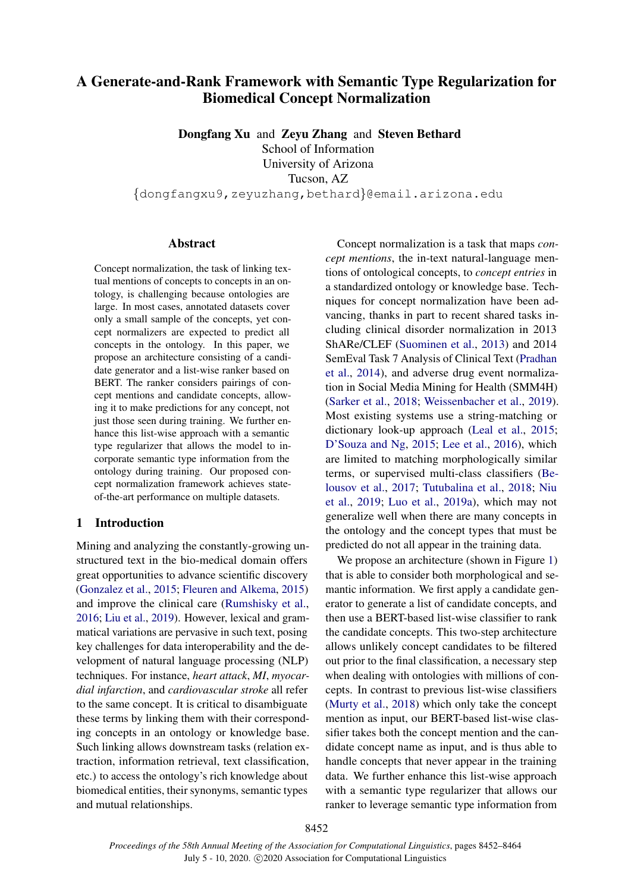# A Generate-and-Rank Framework with Semantic Type Regularization for Biomedical Concept Normalization

**Dongfang Xu** and **Zeyu Zhang** and **Steven Bethard**
School of Information
University of Arizona
Tucson, AZ
{dongfangxu9,zeyuzhang,bethard}@email.arizona.edu

## Abstract

Concept normalization, the task of linking textual mentions of concepts to concepts in an ontology, is challenging because ontologies are large. In most cases, annotated datasets cover only a small sample of the concepts, yet concept normalizers are expected to predict all concepts in the ontology. In this paper, we propose an architecture consisting of a candidate generator and a list-wise ranker based on BERT. The ranker considers pairings of concept mentions and candidate concepts, allowing it to make predictions for any concept, not just those seen during training. We further enhance this list-wise approach with a semantic type regularizer that allows the model to incorporate semantic type information from the ontology during training. Our proposed concept normalization framework achieves state-of-the-art performance on multiple datasets.

## 1 Introduction

Mining and analyzing the constantly-growing unstructured text in the bio-medical domain offers great opportunities to advance scientific discovery (Gonzalez et al., 2015; Fleuren and Alkema, 2015) and improve the clinical care (Rumshisky et al., 2016; Liu et al., 2019). However, lexical and grammatical variations are pervasive in such text, posing key challenges for data interoperability and the development of natural language processing (NLP) techniques. For instance, *heart attack*, *MI*, *myocardial infarction*, and *cardiovascular stroke* all refer to the same concept. It is critical to disambiguate these terms by linking them with their corresponding concepts in an ontology or knowledge base. Such linking allows downstream tasks (relation extraction, information retrieval, text classification, etc.) to access the ontology's rich knowledge about biomedical entities, their synonyms, semantic types and mutual relationships.

Concept normalization is a task that maps *concept mentions*, the in-text natural-language mentions of ontological concepts, to *concept entries* in a standardized ontology or knowledge base. Techniques for concept normalization have been advancing, thanks in part to recent shared tasks including clinical disorder normalization in 2013 ShARe/CLEF (Suominen et al., 2013) and 2014 SemEval Task 7 Analysis of Clinical Text (Pradhan et al., 2014), and adverse drug event normalization in Social Media Mining for Health (SMM4H) (Sarker et al., 2018; Weissenbacher et al., 2019). Most existing systems use a string-matching or dictionary look-up approach (Leal et al., 2015; D'Souza and Ng, 2015; Lee et al., 2016), which are limited to matching morphologically similar terms, or supervised multi-class classifiers (Belousov et al., 2017; Tutubalina et al., 2018; Niu et al., 2019; Luo et al., 2019a), which may not generalize well when there are many concepts in the ontology and the concept types that must be predicted do not all appear in the training data.

We propose an architecture (shown in Figure 1) that is able to consider both morphological and semantic information. We first apply a candidate generator to generate a list of candidate concepts, and then use a BERT-based list-wise classifier to rank the candidate concepts. This two-step architecture allows unlikely concept candidates to be filtered out prior to the final classification, a necessary step when dealing with ontologies with millions of concepts. In contrast to previous list-wise classifiers (Murty et al., 2018) which only take the concept mention as input, our BERT-based list-wise classifier takes both the concept mention and the candidate concept name as input, and is thus able to handle concepts that never appear in the training data. We further enhance this list-wise approach with a semantic type regularizer that allows our ranker to leverage semantic type information from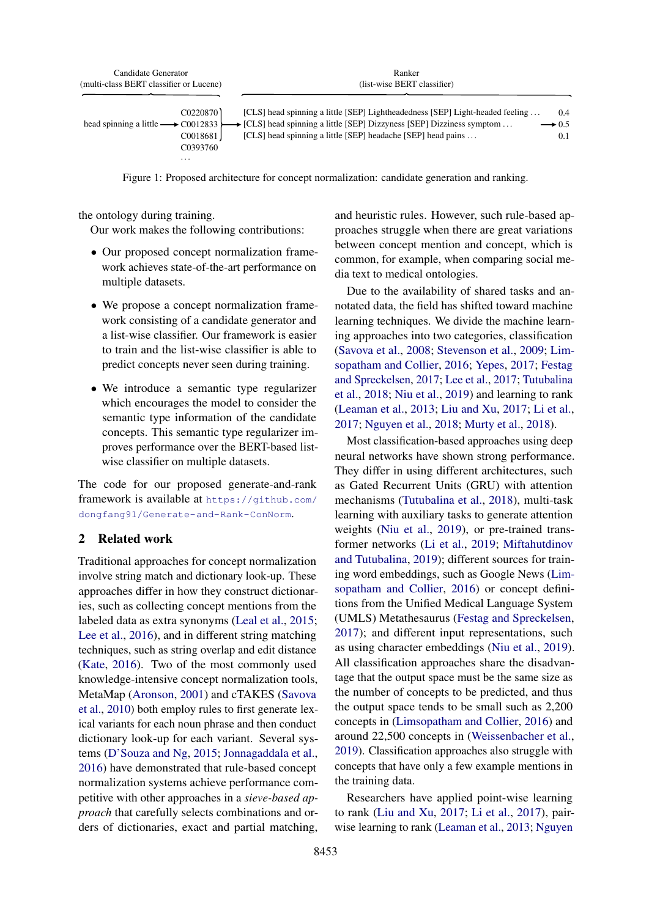Candidate Generator (multi-class BERT classifier or Lucene)

Ranker (list-wise BERT classifier)

head spinning a little → C0220870, C0012833, C0018681, C0393760, …

[CLS] head spinning a little [SEP] Lightheadedness [SEP] Light-headed feeling … 0.4
[CLS] head spinning a little [SEP] Dizziness [SEP] Dizziness symptom … → 0.5
[CLS] head spinning a little [SEP] headache [SEP] head pains … 0.1

Figure 1: Proposed architecture for concept normalization: candidate generation and ranking.

the ontology during training.

Our work makes the following contributions:

- Our proposed concept normalization framework achieves state-of-the-art performance on multiple datasets.
- We propose a concept normalization framework consisting of a candidate generator and a list-wise classifier. Our framework is easier to train and the list-wise classifier is able to predict concepts never seen during training.
- We introduce a semantic type regularizer which encourages the model to consider the semantic type information of the candidate concepts. This semantic type regularizer improves performance over the BERT-based list-wise classifier on multiple datasets.

The code for our proposed generate-and-rank framework is available at https://github.com/dongfang91/Generate-and-Rank-ConNorm.

## 2 Related work

Traditional approaches for concept normalization involve string match and dictionary look-up. These approaches differ in how they construct dictionaries, such as collecting concept mentions from the labeled data as extra synonyms (Leal et al., 2015; Lee et al., 2016), and in different string matching techniques, such as string overlap and edit distance (Kate, 2016). Two of the most commonly used knowledge-intensive concept normalization tools, MetaMap (Aronson, 2001) and cTAKES (Savova et al., 2010) both employ rules to first generate lexical variants for each noun phrase and then conduct dictionary look-up for each variant. Several systems (D'Souza and Ng, 2015; Jonnagaddala et al., 2016) have demonstrated that rule-based concept normalization systems achieve performance competitive with other approaches in a *sieve-based approach* that carefully selects combinations and orders of dictionaries, exact and partial matching, and heuristic rules. However, such rule-based approaches struggle when there are great variations between concept mention and concept, which is common, for example, when comparing social media text to medical ontologies.

Due to the availability of shared tasks and annotated data, the field has shifted toward machine learning techniques. We divide the machine learning approaches into two categories, classification (Savova et al., 2008; Stevenson et al., 2009; Limsopatham and Collier, 2016; Yepes, 2017; Festag and Spreckelsen, 2017; Lee et al., 2017; Tutubalina et al., 2018; Niu et al., 2019) and learning to rank (Leaman et al., 2013; Liu and Xu, 2017; Li et al., 2017; Nguyen et al., 2018; Murty et al., 2018).

Most classification-based approaches using deep neural networks have shown strong performance. They differ in using different architectures, such as Gated Recurrent Units (GRU) with attention mechanisms (Tutubalina et al., 2018), multi-task learning with auxiliary tasks to generate attention weights (Niu et al., 2019), or pre-trained transformer networks (Li et al., 2019; Miftahutdinov and Tutubalina, 2019); different sources for training word embeddings, such as Google News (Limsopatham and Collier, 2016) or concept definitions from the Unified Medical Language System (UMLS) Metathesaurus (Festag and Spreckelsen, 2017); and different input representations, such as using character embeddings (Niu et al., 2019). All classification approaches share the disadvantage that the output space must be the same size as the number of concepts to be predicted, and thus the output space tends to be small such as 2,200 concepts in (Limsopatham and Collier, 2016) and around 22,500 concepts in (Weissenbacher et al., 2019). Classification approaches also struggle with concepts that have only a few example mentions in the training data.

Researchers have applied point-wise learning to rank (Liu and Xu, 2017; Li et al., 2017), pair-wise learning to rank (Leaman et al., 2013; Nguyen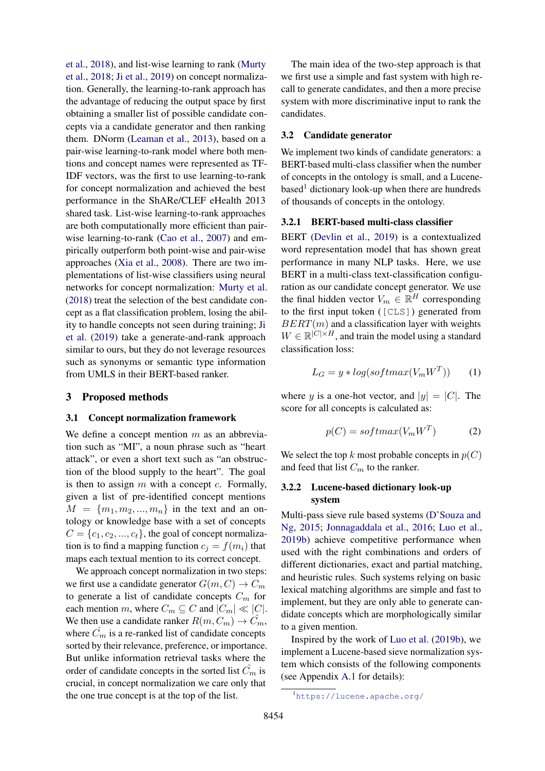et al., 2018), and list-wise learning to rank (Murty et al., 2018; Ji et al., 2019) on concept normalization. Generally, the learning-to-rank approach has the advantage of reducing the output space by first obtaining a smaller list of possible candidate concepts via a candidate generator and then ranking them. DNorm (Leaman et al., 2013), based on a pair-wise learning-to-rank model where both mentions and concept names were represented as TF-IDF vectors, was the first to use learning-to-rank for concept normalization and achieved the best performance in the ShARe/CLEF eHealth 2013 shared task. List-wise learning-to-rank approaches are both computationally more efficient than pair-wise learning-to-rank (Cao et al., 2007) and empirically outperform both point-wise and pair-wise approaches (Xia et al., 2008). There are two implementations of list-wise classifiers using neural networks for concept normalization: Murty et al. (2018) treat the selection of the best candidate concept as a flat classification problem, losing the ability to handle concepts not seen during training; Ji et al. (2019) take a generate-and-rank approach similar to ours, but they do not leverage resources such as synonyms or semantic type information from UMLS in their BERT-based ranker.

## 3 Proposed methods

### 3.1 Concept normalization framework

We define a concept mention $m$ as an abbreviation such as "MI", a noun phrase such as "heart attack", or even a short text such as "an obstruction of the blood supply to the heart". The goal is then to assign $m$ with a concept $c$. Formally, given a list of pre-identified concept mentions $M = \{m_1, m_2, ..., m_n\}$ in the text and an ontology or knowledge base with a set of concepts $C = \{c_1, c_2, ..., c_t\}$, the goal of concept normalization is to find a mapping function $c_j = f(m_i)$ that maps each textual mention to its correct concept.

We approach concept normalization in two steps: we first use a candidate generator $G(m, C) \rightarrow C_m$ to generate a list of candidate concepts $C_m$ for each mention $m$, where $C_m \subseteq C$ and $|C_m| \ll |C|$. We then use a candidate ranker $R(m, C_m) \rightarrow \hat{C_m}$, where $\hat{C_m}$ is a re-ranked list of candidate concepts sorted by their relevance, preference, or importance. But unlike information retrieval tasks where the order of candidate concepts in the sorted list $\hat{C_m}$ is crucial, in concept normalization we care only that the one true concept is at the top of the list.

The main idea of the two-step approach is that we first use a simple and fast system with high recall to generate candidates, and then a more precise system with more discriminative input to rank the candidates.

### 3.2 Candidate generator

We implement two kinds of candidate generators: a BERT-based multi-class classifier when the number of concepts in the ontology is small, and a Lucene-based[1] dictionary look-up when there are hundreds of thousands of concepts in the ontology.

#### 3.2.1 BERT-based multi-class classifier

BERT (Devlin et al., 2019) is a contextualized word representation model that has shown great performance in many NLP tasks. Here, we use BERT in a multi-class text-classification configuration as our candidate concept generator. We use the final hidden vector $V_m \in \mathbb{R}^H$ corresponding to the first input token (`[CLS]`) generated from $BERT(m)$ and a classification layer with weights $W \in \mathbb{R}^{|C| \times H}$, and train the model using a standard classification loss:

$$L_G = y * log(softmax(V_m W^T)) \qquad (1)$$

where $y$ is a one-hot vector, and $|y| = |C|$. The score for all concepts is calculated as:

$$p(C) = softmax(V_m W^T) \qquad (2)$$

We select the top $k$ most probable concepts in $p(C)$ and feed that list $C_m$ to the ranker.

#### 3.2.2 Lucene-based dictionary look-up system

Multi-pass sieve rule based systems (D'Souza and Ng, 2015; Jonnagaddala et al., 2016; Luo et al., 2019b) achieve competitive performance when used with the right combinations and orders of different dictionaries, exact and partial matching, and heuristic rules. Such systems relying on basic lexical matching algorithms are simple and fast to implement, but they are only able to generate candidate concepts which are morphologically similar to a given mention.

Inspired by the work of Luo et al. (2019b), we implement a Lucene-based sieve normalization system which consists of the following components (see Appendix A.1 for details):

[1] https://lucene.apache.org/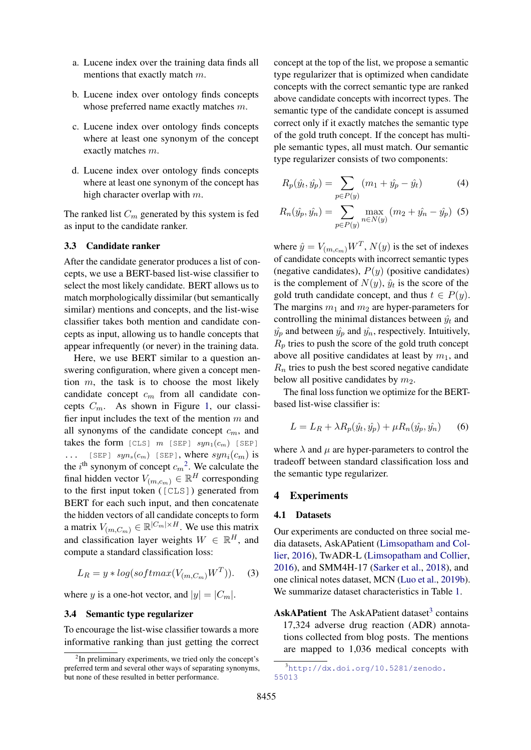a. Lucene index over the training data finds all mentions that exactly match $m$.

b. Lucene index over ontology finds concepts whose preferred name exactly matches $m$.

c. Lucene index over ontology finds concepts where at least one synonym of the concept exactly matches $m$.

d. Lucene index over ontology finds concepts where at least one synonym of the concept has high character overlap with $m$.

The ranked list $C_m$ generated by this system is fed as input to the candidate ranker.

### 3.3 Candidate ranker

After the candidate generator produces a list of concepts, we use a BERT-based list-wise classifier to select the most likely candidate. BERT allows us to match morphologically dissimilar (but semantically similar) mentions and concepts, and the list-wise classifier takes both mention and candidate concepts as input, allowing us to handle concepts that appear infrequently (or never) in the training data.

Here, we use BERT similar to a question answering configuration, where given a concept mention $m$, the task is to choose the most likely candidate concept $c_m$ from all candidate concepts $C_m$. As shown in Figure 1, our classifier input includes the text of the mention $m$ and all synonyms of the candidate concept $c_m$, and takes the form `[CLS]` $m$ `[SEP]` $syn_1(c_m)$ `[SEP]` ... `[SEP]` $syn_s(c_m)$ `[SEP]`, where $syn_i(c_m)$ is the $i^{\text{th}}$ synonym of concept $c_m$[2]. We calculate the final hidden vector $V_{(m,c_m)} \in \mathbb{R}^H$ corresponding to the first input token (`[CLS]`) generated from BERT for each such input, and then concatenate the hidden vectors of all candidate concepts to form a matrix $V_{(m,C_m)} \in \mathbb{R}^{|C_m| \times H}$. We use this matrix and classification layer weights $W \in \mathbb{R}^H$, and compute a standard classification loss:

$$L_R = y * log(softmax(V_{(m,C_m)} W^T)). \quad (3)$$

where $y$ is a one-hot vector, and $|y| = |C_m|$.

### 3.4 Semantic type regularizer

To encourage the list-wise classifier towards a more informative ranking than just getting the correct concept at the top of the list, we propose a semantic type regularizer that is optimized when candidate concepts with the correct semantic type are ranked above candidate concepts with incorrect types. The semantic type of the candidate concept is assumed correct only if it exactly matches the semantic type of the gold truth concept. If the concept has multiple semantic types, all must match. Our semantic type regularizer consists of two components:

$$R_p(\hat{y}_t, \hat{y}_p) = \sum_{p \in P(y)} (m_1 + \hat{y}_p - \hat{y}_t) \quad (4)$$

$$R_n(\hat{y}_p, \hat{y}_n) = \sum_{p \in P(y)} \max_{n \in N(y)} (m_2 + \hat{y}_n - \hat{y}_p) \quad (5)$$

where $\hat{y} = V_{(m,c_m)} W^T$, $N(y)$ is the set of indexes of candidate concepts with incorrect semantic types (negative candidates), $P(y)$ (positive candidates) is the complement of $N(y)$, $\hat{y}_t$ is the score of the gold truth candidate concept, and thus $t \in P(y)$. The margins $m_1$ and $m_2$ are hyper-parameters for controlling the minimal distances between $\hat{y}_t$ and $\hat{y}_p$ and between $\hat{y}_p$ and $\hat{y}_n$, respectively. Intuitively, $R_p$ tries to push the score of the gold truth concept above all positive candidates at least by $m_1$, and $R_n$ tries to push the best scored negative candidate below all positive candidates by $m_2$.

The final loss function we optimize for the BERT-based list-wise classifier is:

$$L = L_R + \lambda R_p(\hat{y}_t, \hat{y}_p) + \mu R_n(\hat{y}_p, \hat{y}_n) \quad (6)$$

where $\lambda$ and $\mu$ are hyper-parameters to control the tradeoff between standard classification loss and the semantic type regularizer.

## 4 Experiments

### 4.1 Datasets

Our experiments are conducted on three social media datasets, AskAPatient (Limsopatham and Collier, 2016), TwADR-L (Limsopatham and Collier, 2016), and SMM4H-17 (Sarker et al., 2018), and one clinical notes dataset, MCN (Luo et al., 2019b). We summarize dataset characteristics in Table 1.

**AskAPatient** The AskAPatient dataset[3] contains 17,324 adverse drug reaction (ADR) annotations collected from blog posts. The mentions are mapped to 1,036 medical concepts with

[2] In preliminary experiments, we tried only the concept's preferred term and several other ways of separating synonyms, but none of these resulted in better performance.

[3] http://dx.doi.org/10.5281/zenodo.55013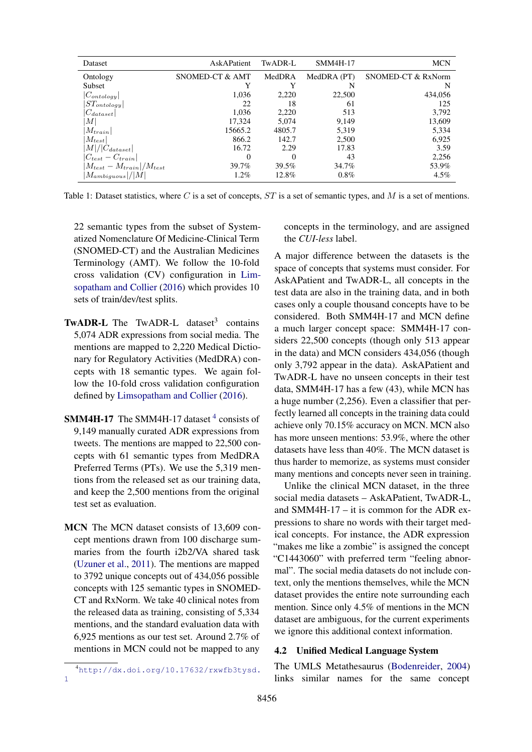| Dataset | AskAPatient | TwADR-L | SMM4H-17 | MCN |
|---|---|---|---|---|
| Ontology | SNOMED-CT & AMT | MedDRA | MedDRA (PT) | SNOMED-CT & RxNorm |
| Subset | Y | Y | N | N |
| $\|C_{ontology}\|$ | 1,036 | 2,220 | 22,500 | 434,056 |
| $\|ST_{ontology}\|$ | 22 | 18 | 61 | 125 |
| $\|C_{dataset}\|$ | 1,036 | 2,220 | 513 | 3,792 |
| $\|M\|$ | 17,324 | 5,074 | 9,149 | 13,609 |
| $\|M_{train}\|$ | 15665.2 | 4805.7 | 5,319 | 5,334 |
| $\|M_{test}\|$ | 866.2 | 142.7 | 2,500 | 6,925 |
| $\|M\|/\|C_{dataset}\|$ | 16.72 | 2.29 | 17.83 | 3.59 |
| $\|C_{test} - C_{train}\|$ | 0 | 0 | 43 | 2,256 |
| $\|M_{test} - M_{train}\|/M_{test}$ | 39.7% | 39.5% | 34.7% | 53.9% |
| $\|M_{ambiguous}\|/\|M\|$ | 1.2% | 12.8% | 0.8% | 4.5% |

Table 1: Dataset statistics, where $C$ is a set of concepts, $ST$ is a set of semantic types, and $M$ is a set of mentions.

22 semantic types from the subset of Systematized Nomenclature Of Medicine-Clinical Term (SNOMED-CT) and the Australian Medicines Terminology (AMT). We follow the 10-fold cross validation (CV) configuration in Limsopatham and Collier (2016) which provides 10 sets of train/dev/test splits.

**TwADR-L** The TwADR-L dataset[3] contains 5,074 ADR expressions from social media. The mentions are mapped to 2,220 Medical Dictionary for Regulatory Activities (MedDRA) concepts with 18 semantic types. We again follow the 10-fold cross validation configuration defined by Limsopatham and Collier (2016).

**SMM4H-17** The SMM4H-17 dataset [4] consists of 9,149 manually curated ADR expressions from tweets. The mentions are mapped to 22,500 concepts with 61 semantic types from MedDRA Preferred Terms (PTs). We use the 5,319 mentions from the released set as our training data, and keep the 2,500 mentions from the original test set as evaluation.

**MCN** The MCN dataset consists of 13,609 concept mentions drawn from 100 discharge summaries from the fourth i2b2/VA shared task (Uzuner et al., 2011). The mentions are mapped to 3792 unique concepts out of 434,056 possible concepts with 125 semantic types in SNOMED-CT and RxNorm. We take 40 clinical notes from the released data as training, consisting of 5,334 mentions, and the standard evaluation data with 6,925 mentions as our test set. Around 2.7% of mentions in MCN could not be mapped to any concepts in the terminology, and are assigned the *CUI-less* label.

A major difference between the datasets is the space of concepts that systems must consider. For AskAPatient and TwADR-L, all concepts in the test data are also in the training data, and in both cases only a couple thousand concepts have to be considered. Both SMM4H-17 and MCN define a much larger concept space: SMM4H-17 considers 22,500 concepts (though only 513 appear in the data) and MCN considers 434,056 (though only 3,792 appear in the data). AskAPatient and TwADR-L have no unseen concepts in their test data, SMM4H-17 has a few (43), while MCN has a huge number (2,256). Even a classifier that perfectly learned all concepts in the training data could achieve only 70.15% accuracy on MCN. MCN also has more unseen mentions: 53.9%, where the other datasets have less than 40%. The MCN dataset is thus harder to memorize, as systems must consider many mentions and concepts never seen in training.

Unlike the clinical MCN dataset, in the three social media datasets – AskAPatient, TwADR-L, and SMM4H-17 – it is common for the ADR expressions to share no words with their target medical concepts. For instance, the ADR expression "makes me like a zombie" is assigned the concept "C1443060" with preferred term "feeling abnormal". The social media datasets do not include context, only the mentions themselves, while the MCN dataset provides the entire note surrounding each mention. Since only 4.5% of mentions in the MCN dataset are ambiguous, for the current experiments we ignore this additional context information.

### 4.2 Unified Medical Language System

The UMLS Metathesaurus (Bodenreider, 2004) links similar names for the same concept

[4] http://dx.doi.org/10.17632/rxwfb3tysd.1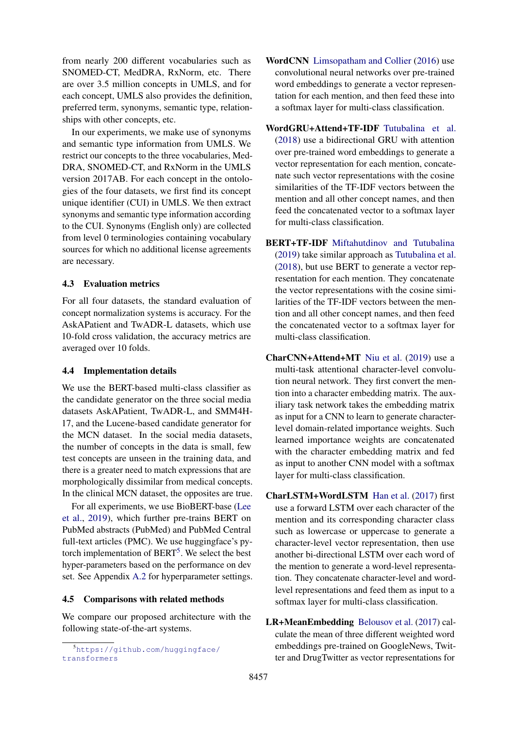from nearly 200 different vocabularies such as SNOMED-CT, MedDRA, RxNorm, etc. There are over 3.5 million concepts in UMLS, and for each concept, UMLS also provides the definition, preferred term, synonyms, semantic type, relationships with other concepts, etc.

In our experiments, we make use of synonyms and semantic type information from UMLS. We restrict our concepts to the three vocabularies, MedDRA, SNOMED-CT, and RxNorm in the UMLS version 2017AB. For each concept in the ontologies of the four datasets, we first find its concept unique identifier (CUI) in UMLS. We then extract synonyms and semantic type information according to the CUI. Synonyms (English only) are collected from level 0 terminologies containing vocabulary sources for which no additional license agreements are necessary.

### 4.3 Evaluation metrics

For all four datasets, the standard evaluation of concept normalization systems is accuracy. For the AskAPatient and TwADR-L datasets, which use 10-fold cross validation, the accuracy metrics are averaged over 10 folds.

### 4.4 Implementation details

We use the BERT-based multi-class classifier as the candidate generator on the three social media datasets AskAPatient, TwADR-L, and SMM4H-17, and the Lucene-based candidate generator for the MCN dataset. In the social media datasets, the number of concepts in the data is small, few test concepts are unseen in the training data, and there is a greater need to match expressions that are morphologically dissimilar from medical concepts. In the clinical MCN dataset, the opposites are true.

For all experiments, we use BioBERT-base (Lee et al., 2019), which further pre-trains BERT on PubMed abstracts (PubMed) and PubMed Central full-text articles (PMC). We use huggingface's pytorch implementation of BERT[5]. We select the best hyper-parameters based on the performance on dev set. See Appendix A.2 for hyperparameter settings.

### 4.5 Comparisons with related methods

We compare our proposed architecture with the following state-of-the-art systems.

**WordCNN** Limsopatham and Collier (2016) use convolutional neural networks over pre-trained word embeddings to generate a vector representation for each mention, and then feed these into a softmax layer for multi-class classification.

**WordGRU+Attend+TF-IDF** Tutubalina et al. (2018) use a bidirectional GRU with attention over pre-trained word embeddings to generate a vector representation for each mention, concatenate such vector representations with the cosine similarities of the TF-IDF vectors between the mention and all other concept names, and then feed the concatenated vector to a softmax layer for multi-class classification.

**BERT+TF-IDF** Miftahutdinov and Tutubalina (2019) take similar approach as Tutubalina et al. (2018), but use BERT to generate a vector representation for each mention. They concatenate the vector representations with the cosine similarities of the TF-IDF vectors between the mention and all other concept names, and then feed the concatenated vector to a softmax layer for multi-class classification.

**CharCNN+Attend+MT** Niu et al. (2019) use a multi-task attentional character-level convolution neural network. They first convert the mention into a character embedding matrix. The auxiliary task network takes the embedding matrix as input for a CNN to learn to generate character-level domain-related importance weights. Such learned importance weights are concatenated with the character embedding matrix and fed as input to another CNN model with a softmax layer for multi-class classification.

**CharLSTM+WordLSTM** Han et al. (2017) first use a forward LSTM over each character of the mention and its corresponding character class such as lowercase or uppercase to generate a character-level vector representation, then use another bi-directional LSTM over each word of the mention to generate a word-level representation. They concatenate character-level and word-level representations and feed them as input to a softmax layer for multi-class classification.

**LR+MeanEmbedding** Belousov et al. (2017) calculate the mean of three different weighted word embeddings pre-trained on GoogleNews, Twitter and DrugTwitter as vector representations for

[5] https://github.com/huggingface/transformers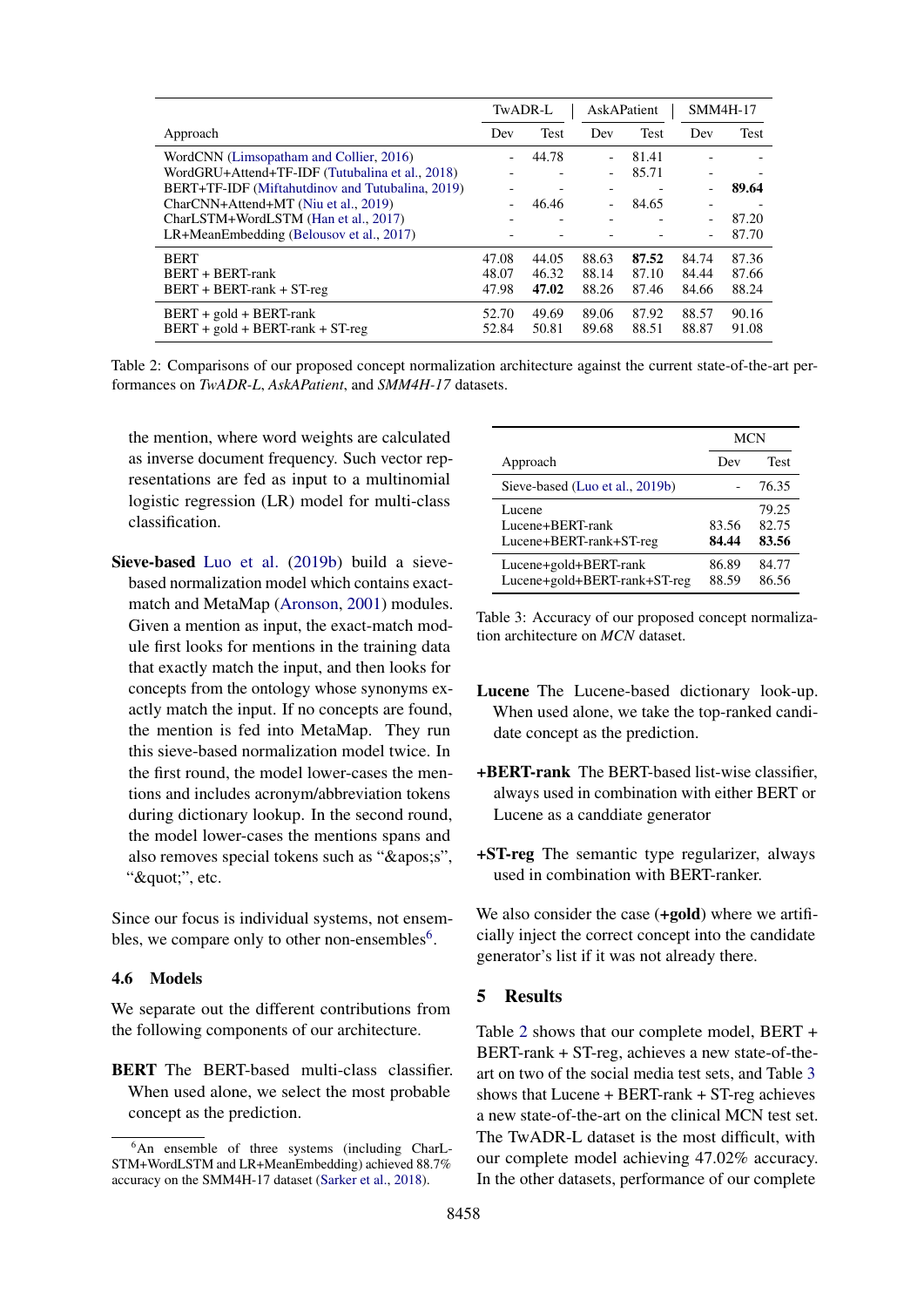| Approach | TwADR-L | | AskAPatient | | SMM4H-17 | |
|---|---|---|---|---|---|---|
| | Dev | Test | Dev | Test | Dev | Test |
| WordCNN (Limsopatham and Collier, 2016) | - | 44.78 | - | 81.41 | - | - |
| WordGRU+Attend+TF-IDF (Tutubalina et al., 2018) | - | - | - | 85.71 | - | - |
| BERT+TF-IDF (Miftahutdinov and Tutubalina, 2019) | - | - | - | - | - | **89.64** |
| CharCNN+Attend+MT (Niu et al., 2019) | - | 46.46 | - | 84.65 | - | - |
| CharLSTM+WordLSTM (Han et al., 2017) | - | - | - | - | - | 87.20 |
| LR+MeanEmbedding (Belousov et al., 2017) | - | - | - | - | - | 87.70 |
| BERT | 47.08 | 44.05 | 88.63 | **87.52** | 84.74 | 87.36 |
| BERT + BERT-rank | 48.07 | 46.32 | 88.14 | 87.10 | 84.44 | 87.66 |
| BERT + BERT-rank + ST-reg | 47.98 | **47.02** | 88.26 | 87.46 | 84.66 | 88.24 |
| BERT + gold + BERT-rank | 52.70 | 49.69 | 89.06 | 87.92 | 88.57 | 90.16 |
| BERT + gold + BERT-rank + ST-reg | 52.84 | 50.81 | 89.68 | 88.51 | 88.87 | 91.08 |

Table 2: Comparisons of our proposed concept normalization architecture against the current state-of-the-art performances on *TwADR-L*, *AskAPatient*, and *SMM4H-17* datasets.

the mention, where word weights are calculated as inverse document frequency. Such vector representations are fed as input to a multinomial logistic regression (LR) model for multi-class classification.

**Sieve-based** Luo et al. (2019b) build a sieve-based normalization model which contains exact-match and MetaMap (Aronson, 2001) modules. Given a mention as input, the exact-match module first looks for mentions in the training data that exactly match the input, and then looks for concepts from the ontology whose synonyms exactly match the input. If no concepts are found, the mention is fed into MetaMap. They run this sieve-based normalization model twice. In the first round, the model lower-cases the mentions and includes acronym/abbreviation tokens during dictionary lookup. In the second round, the model lower-cases the mentions spans and also removes special tokens such as "&apos;s", "&quot;", etc.

Since our focus is individual systems, not ensembles, we compare only to other non-ensembles[6].

### 4.6 Models

We separate out the different contributions from the following components of our architecture.

**BERT** The BERT-based multi-class classifier. When used alone, we select the most probable concept as the prediction.

[6]An ensemble of three systems (including CharLSTM+WordLSTM and LR+MeanEmbedding) achieved 88.7% accuracy on the SMM4H-17 dataset (Sarker et al., 2018).

| Approach | MCN | |
|---|---|---|
| | Dev | Test |
| Sieve-based (Luo et al., 2019b) | - | 76.35 |
| Lucene | | 79.25 |
| Lucene+BERT-rank | 83.56 | 82.75 |
| Lucene+BERT-rank+ST-reg | **84.44** | **83.56** |
| Lucene+gold+BERT-rank | 86.89 | 84.77 |
| Lucene+gold+BERT-rank+ST-reg | 88.59 | 86.56 |

Table 3: Accuracy of our proposed concept normalization architecture on *MCN* dataset.

**Lucene** The Lucene-based dictionary look-up. When used alone, we take the top-ranked candidate concept as the prediction.

**+BERT-rank** The BERT-based list-wise classifier, always used in combination with either BERT or Lucene as a canddiate generator

**+ST-reg** The semantic type regularizer, always used in combination with BERT-ranker.

We also consider the case (**+gold**) where we artificially inject the correct concept into the candidate generator's list if it was not already there.

## 5 Results

Table 2 shows that our complete model, BERT + BERT-rank + ST-reg, achieves a new state-of-the-art on two of the social media test sets, and Table 3 shows that Lucene + BERT-rank + ST-reg achieves a new state-of-the-art on the clinical MCN test set. The TwADR-L dataset is the most difficult, with our complete model achieving 47.02% accuracy. In the other datasets, performance of our complete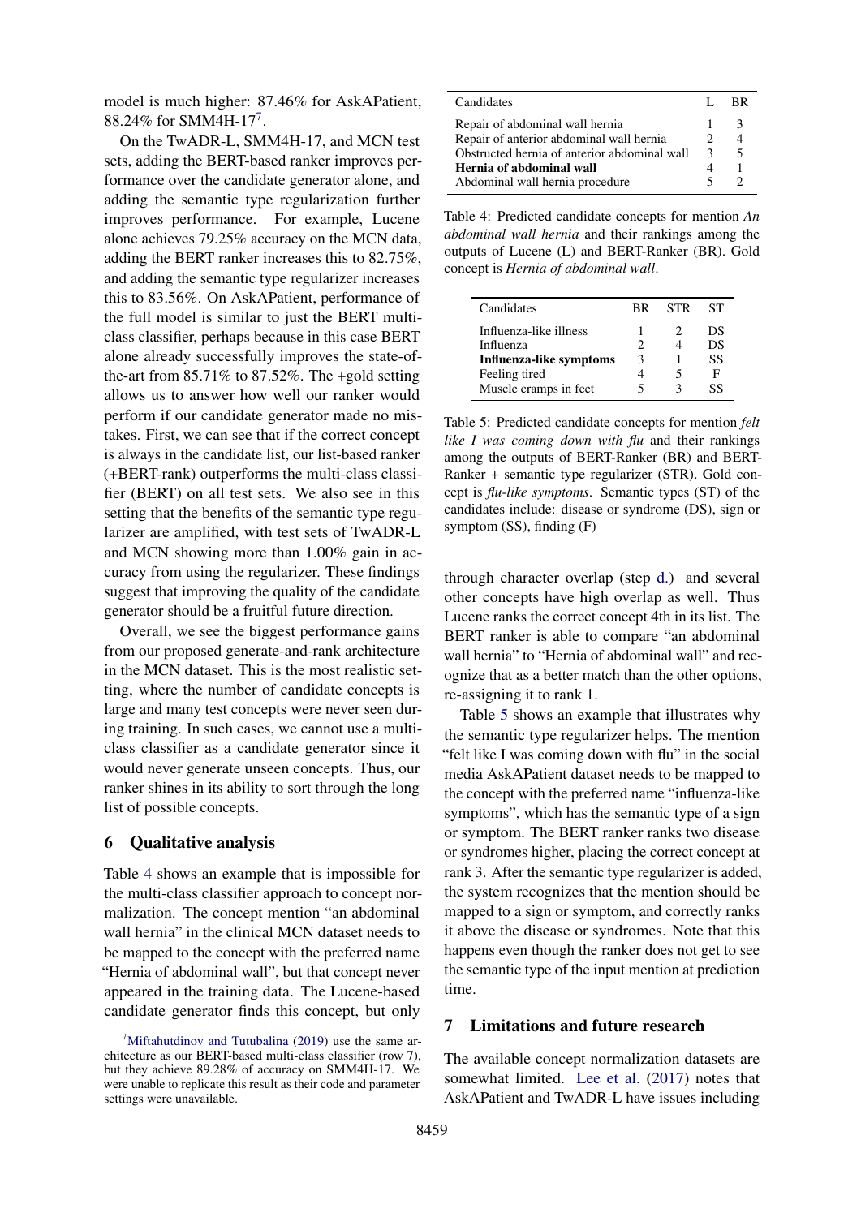model is much higher: 87.46% for AskAPatient, 88.24% for SMM4H-17[7].

On the TwADR-L, SMM4H-17, and MCN test sets, adding the BERT-based ranker improves performance over the candidate generator alone, and adding the semantic type regularization further improves performance. For example, Lucene alone achieves 79.25% accuracy on the MCN data, adding the BERT ranker increases this to 82.75%, and adding the semantic type regularizer increases this to 83.56%. On AskAPatient, performance of the full model is similar to just the BERT multi-class classifier, perhaps because in this case BERT alone already successfully improves the state-of-the-art from 85.71% to 87.52%. The +gold setting allows us to answer how well our ranker would perform if our candidate generator made no mistakes. First, we can see that if the correct concept is always in the candidate list, our list-based ranker (+BERT-rank) outperforms the multi-class classifier (BERT) on all test sets. We also see in this setting that the benefits of the semantic type regularizer are amplified, with test sets of TwADR-L and MCN showing more than 1.00% gain in accuracy from using the regularizer. These findings suggest that improving the quality of the candidate generator should be a fruitful future direction.

Overall, we see the biggest performance gains from our proposed generate-and-rank architecture in the MCN dataset. This is the most realistic setting, where the number of candidate concepts is large and many test concepts were never seen during training. In such cases, we cannot use a multi-class classifier as a candidate generator since it would never generate unseen concepts. Thus, our ranker shines in its ability to sort through the long list of possible concepts.

## 6 Qualitative analysis

Table 4 shows an example that is impossible for the multi-class classifier approach to concept normalization. The concept mention "an abdominal wall hernia" in the clinical MCN dataset needs to be mapped to the concept with the preferred name "Hernia of abdominal wall", but that concept never appeared in the training data. The Lucene-based candidate generator finds this concept, but only through character overlap (step d.) and several other concepts have high overlap as well. Thus Lucene ranks the correct concept 4th in its list. The BERT ranker is able to compare "an abdominal wall hernia" to "Hernia of abdominal wall" and recognize that as a better match than the other options, re-assigning it to rank 1.

| Candidates | L | BR |
|---|---|---|
| Repair of abdominal wall hernia | 1 | 3 |
| Repair of anterior abdominal wall hernia | 2 | 4 |
| Obstructed hernia of anterior abdominal wall | 3 | 5 |
| **Hernia of abdominal wall** | 4 | 1 |
| Abdominal wall hernia procedure | 5 | 2 |

Table 4: Predicted candidate concepts for mention *An abdominal wall hernia* and their rankings among the outputs of Lucene (L) and BERT-Ranker (BR). Gold concept is *Hernia of abdominal wall*.

| Candidates | BR | STR | ST |
|---|---|---|---|
| Influenza-like illness | 1 | 2 | DS |
| Influenza | 2 | 4 | DS |
| **Influenza-like symptoms** | 3 | 1 | SS |
| Feeling tired | 4 | 5 | F |
| Muscle cramps in feet | 5 | 3 | SS |

Table 5: Predicted candidate concepts for mention *felt like I was coming down with flu* and their rankings among the outputs of BERT-Ranker (BR) and BERT-Ranker + semantic type regularizer (STR). Gold concept is *flu-like symptoms*. Semantic types (ST) of the candidates include: disease or syndrome (DS), sign or symptom (SS), finding (F)

Table 5 shows an example that illustrates why the semantic type regularizer helps. The mention "felt like I was coming down with flu" in the social media AskAPatient dataset needs to be mapped to the concept with the preferred name "influenza-like symptoms", which has the semantic type of a sign or symptom. The BERT ranker ranks two disease or syndromes higher, placing the correct concept at rank 3. After the semantic type regularizer is added, the system recognizes that the mention should be mapped to a sign or symptom, and correctly ranks it above the disease or syndromes. Note that this happens even though the ranker does not get to see the semantic type of the input mention at prediction time.

## 7 Limitations and future research

The available concept normalization datasets are somewhat limited. Lee et al. (2017) notes that AskAPatient and TwADR-L have issues including

[7] Miftahutdinov and Tutubalina (2019) use the same architecture as our BERT-based multi-class classifier (row 7), but they achieve 89.28% of accuracy on SMM4H-17. We were unable to replicate this result as their code and parameter settings were unavailable.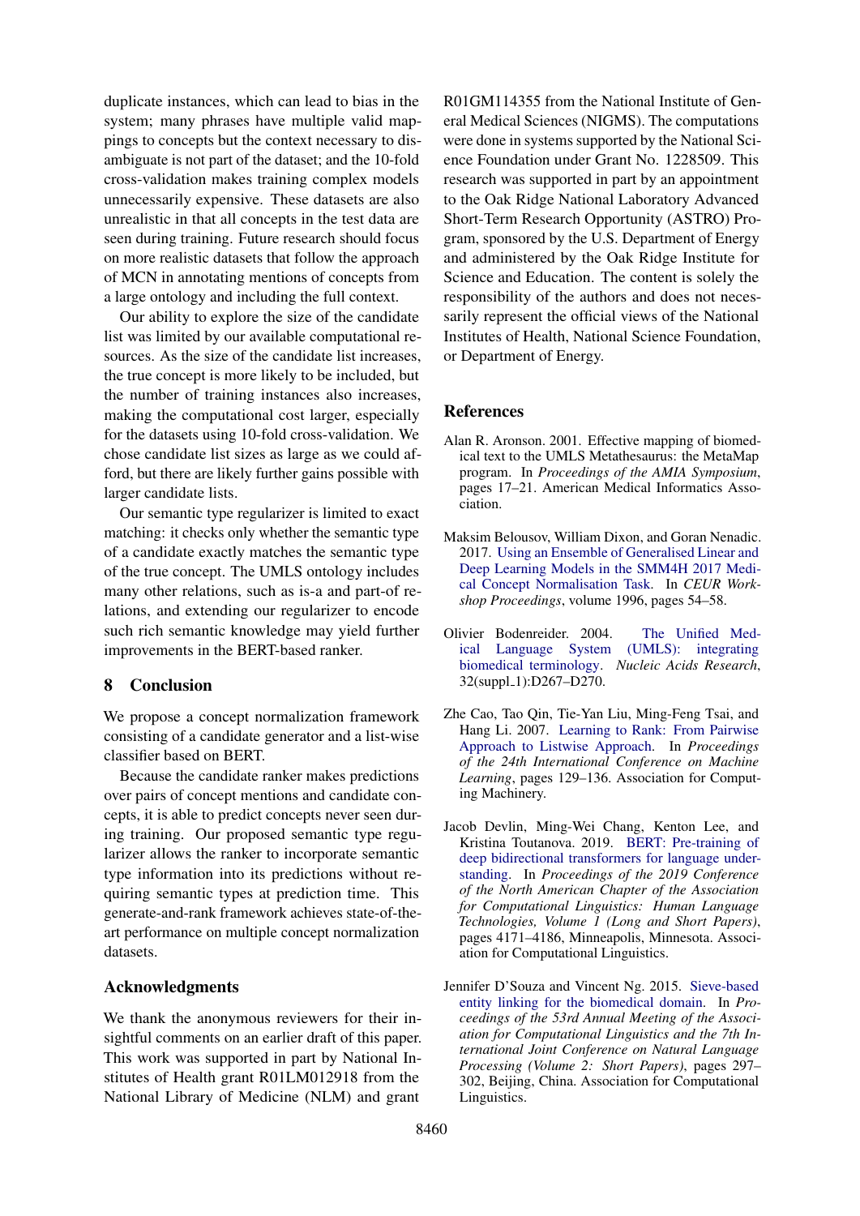duplicate instances, which can lead to bias in the system; many phrases have multiple valid mappings to concepts but the context necessary to disambiguate is not part of the dataset; and the 10-fold cross-validation makes training complex models unnecessarily expensive. These datasets are also unrealistic in that all concepts in the test data are seen during training. Future research should focus on more realistic datasets that follow the approach of MCN in annotating mentions of concepts from a large ontology and including the full context.

Our ability to explore the size of the candidate list was limited by our available computational resources. As the size of the candidate list increases, the true concept is more likely to be included, but the number of training instances also increases, making the computational cost larger, especially for the datasets using 10-fold cross-validation. We chose candidate list sizes as large as we could afford, but there are likely further gains possible with larger candidate lists.

Our semantic type regularizer is limited to exact matching: it checks only whether the semantic type of a candidate exactly matches the semantic type of the true concept. The UMLS ontology includes many other relations, such as is-a and part-of relations, and extending our regularizer to encode such rich semantic knowledge may yield further improvements in the BERT-based ranker.

## 8 Conclusion

We propose a concept normalization framework consisting of a candidate generator and a list-wise classifier based on BERT.

Because the candidate ranker makes predictions over pairs of concept mentions and candidate concepts, it is able to predict concepts never seen during training. Our proposed semantic type regularizer allows the ranker to incorporate semantic type information into its predictions without requiring semantic types at prediction time. This generate-and-rank framework achieves state-of-the-art performance on multiple concept normalization datasets.

## Acknowledgments

We thank the anonymous reviewers for their insightful comments on an earlier draft of this paper. This work was supported in part by National Institutes of Health grant R01LM012918 from the National Library of Medicine (NLM) and grant R01GM114355 from the National Institute of General Medical Sciences (NIGMS). The computations were done in systems supported by the National Science Foundation under Grant No. 1228509. This research was supported in part by an appointment to the Oak Ridge National Laboratory Advanced Short-Term Research Opportunity (ASTRO) Program, sponsored by the U.S. Department of Energy and administered by the Oak Ridge Institute for Science and Education. The content is solely the responsibility of the authors and does not necessarily represent the official views of the National Institutes of Health, National Science Foundation, or Department of Energy.

## References

Alan R. Aronson. 2001. Effective mapping of biomedical text to the UMLS Metathesaurus: the MetaMap program. In *Proceedings of the AMIA Symposium*, pages 17–21. American Medical Informatics Association.

Maksim Belousov, William Dixon, and Goran Nenadic. 2017. Using an Ensemble of Generalised Linear and Deep Learning Models in the SMM4H 2017 Medical Concept Normalisation Task. In *CEUR Workshop Proceedings*, volume 1996, pages 54–58.

Olivier Bodenreider. 2004. The Unified Medical Language System (UMLS): integrating biomedical terminology. *Nucleic Acids Research*, 32(suppl_1):D267–D270.

Zhe Cao, Tao Qin, Tie-Yan Liu, Ming-Feng Tsai, and Hang Li. 2007. Learning to Rank: From Pairwise Approach to Listwise Approach. In *Proceedings of the 24th International Conference on Machine Learning*, pages 129–136. Association for Computing Machinery.

Jacob Devlin, Ming-Wei Chang, Kenton Lee, and Kristina Toutanova. 2019. BERT: Pre-training of deep bidirectional transformers for language understanding. In *Proceedings of the 2019 Conference of the North American Chapter of the Association for Computational Linguistics: Human Language Technologies, Volume 1 (Long and Short Papers)*, pages 4171–4186, Minneapolis, Minnesota. Association for Computational Linguistics.

Jennifer D'Souza and Vincent Ng. 2015. Sieve-based entity linking for the biomedical domain. In *Proceedings of the 53rd Annual Meeting of the Association for Computational Linguistics and the 7th International Joint Conference on Natural Language Processing (Volume 2: Short Papers)*, pages 297–302, Beijing, China. Association for Computational Linguistics.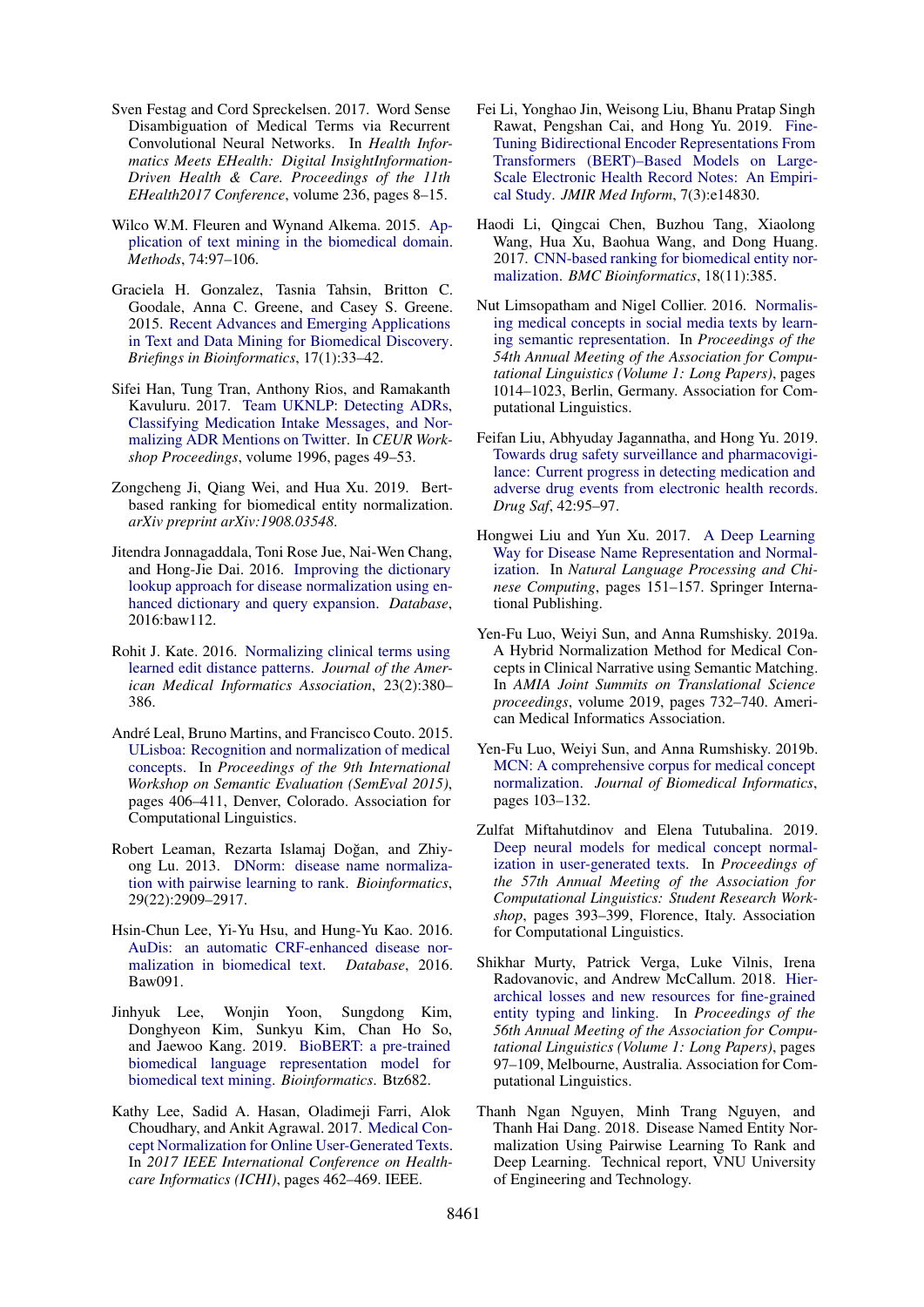Sven Festag and Cord Spreckelsen. 2017. Word Sense Disambiguation of Medical Terms via Recurrent Convolutional Neural Networks. In *Health Informatics Meets EHealth: Digital InsightInformation-Driven Health & Care. Proceedings of the 11th EHealth2017 Conference*, volume 236, pages 8–15.

Wilco W.M. Fleuren and Wynand Alkema. 2015. Application of text mining in the biomedical domain. *Methods*, 74:97–106.

Graciela H. Gonzalez, Tasnia Tahsin, Britton C. Goodale, Anna C. Greene, and Casey S. Greene. 2015. Recent Advances and Emerging Applications in Text and Data Mining for Biomedical Discovery. *Briefings in Bioinformatics*, 17(1):33–42.

Sifei Han, Tung Tran, Anthony Rios, and Ramakanth Kavuluru. 2017. Team UKNLP: Detecting ADRs, Classifying Medication Intake Messages, and Normalizing ADR Mentions on Twitter. In *CEUR Workshop Proceedings*, volume 1996, pages 49–53.

Zongcheng Ji, Qiang Wei, and Hua Xu. 2019. Bert-based ranking for biomedical entity normalization. *arXiv preprint arXiv:1908.03548*.

Jitendra Jonnagaddala, Toni Rose Jue, Nai-Wen Chang, and Hong-Jie Dai. 2016. Improving the dictionary lookup approach for disease normalization using enhanced dictionary and query expansion. *Database*, 2016:baw112.

Rohit J. Kate. 2016. Normalizing clinical terms using learned edit distance patterns. *Journal of the American Medical Informatics Association*, 23(2):380–386.

André Leal, Bruno Martins, and Francisco Couto. 2015. ULisboa: Recognition and normalization of medical concepts. In *Proceedings of the 9th International Workshop on Semantic Evaluation (SemEval 2015)*, pages 406–411, Denver, Colorado. Association for Computational Linguistics.

Robert Leaman, Rezarta Islamaj Doğan, and Zhiyong Lu. 2013. DNorm: disease name normalization with pairwise learning to rank. *Bioinformatics*, 29(22):2909–2917.

Hsin-Chun Lee, Yi-Yu Hsu, and Hung-Yu Kao. 2016. AuDis: an automatic CRF-enhanced disease normalization in biomedical text. *Database*, 2016. Baw091.

Jinhyuk Lee, Wonjin Yoon, Sungdong Kim, Donghyeon Kim, Sunkyu Kim, Chan Ho So, and Jaewoo Kang. 2019. BioBERT: a pre-trained biomedical language representation model for biomedical text mining. *Bioinformatics*. Btz682.

Kathy Lee, Sadid A. Hasan, Oladimeji Farri, Alok Choudhary, and Ankit Agrawal. 2017. Medical Concept Normalization for Online User-Generated Texts. In *2017 IEEE International Conference on Healthcare Informatics (ICHI)*, pages 462–469. IEEE.

Fei Li, Yonghao Jin, Weisong Liu, Bhanu Pratap Singh Rawat, Pengshan Cai, and Hong Yu. 2019. Fine-Tuning Bidirectional Encoder Representations From Transformers (BERT)–Based Models on Large-Scale Electronic Health Record Notes: An Empirical Study. *JMIR Med Inform*, 7(3):e14830.

Haodi Li, Qingcai Chen, Buzhou Tang, Xiaolong Wang, Hua Xu, Baohua Wang, and Dong Huang. 2017. CNN-based ranking for biomedical entity normalization. *BMC Bioinformatics*, 18(11):385.

Nut Limsopatham and Nigel Collier. 2016. Normalising medical concepts in social media texts by learning semantic representation. In *Proceedings of the 54th Annual Meeting of the Association for Computational Linguistics (Volume 1: Long Papers)*, pages 1014–1023, Berlin, Germany. Association for Computational Linguistics.

Feifan Liu, Abhyuday Jagannatha, and Hong Yu. 2019. Towards drug safety surveillance and pharmacovigilance: Current progress in detecting medication and adverse drug events from electronic health records. *Drug Saf*, 42:95–97.

Hongwei Liu and Yun Xu. 2017. A Deep Learning Way for Disease Name Representation and Normalization. In *Natural Language Processing and Chinese Computing*, pages 151–157. Springer International Publishing.

Yen-Fu Luo, Weiyi Sun, and Anna Rumshisky. 2019a. A Hybrid Normalization Method for Medical Concepts in Clinical Narrative using Semantic Matching. In *AMIA Joint Summits on Translational Science proceedings*, volume 2019, pages 732–740. American Medical Informatics Association.

Yen-Fu Luo, Weiyi Sun, and Anna Rumshisky. 2019b. MCN: A comprehensive corpus for medical concept normalization. *Journal of Biomedical Informatics*, pages 103–132.

Zulfat Miftahutdinov and Elena Tutubalina. 2019. Deep neural models for medical concept normalization in user-generated texts. In *Proceedings of the 57th Annual Meeting of the Association for Computational Linguistics: Student Research Workshop*, pages 393–399, Florence, Italy. Association for Computational Linguistics.

Shikhar Murty, Patrick Verga, Luke Vilnis, Irena Radovanovic, and Andrew McCallum. 2018. Hierarchical losses and new resources for fine-grained entity typing and linking. In *Proceedings of the 56th Annual Meeting of the Association for Computational Linguistics (Volume 1: Long Papers)*, pages 97–109, Melbourne, Australia. Association for Computational Linguistics.

Thanh Ngan Nguyen, Minh Trang Nguyen, and Thanh Hai Dang. 2018. Disease Named Entity Normalization Using Pairwise Learning To Rank and Deep Learning. Technical report, VNU University of Engineering and Technology.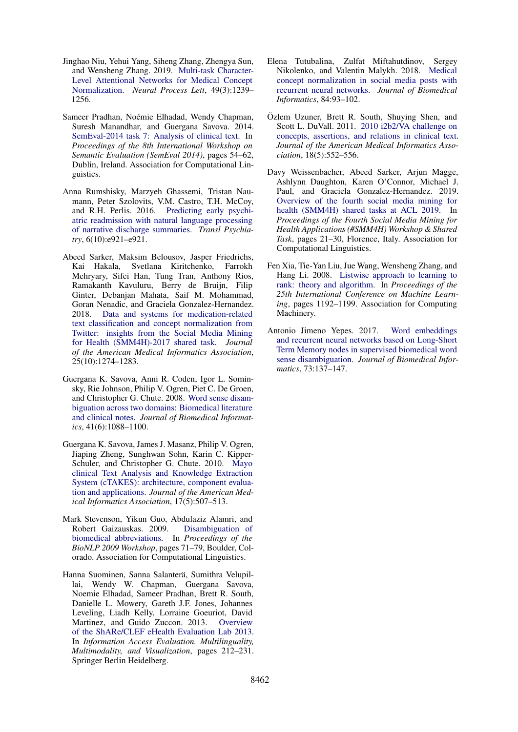Jinghao Niu, Yehui Yang, Siheng Zhang, Zhengya Sun, and Wensheng Zhang. 2019. Multi-task Character-Level Attentional Networks for Medical Concept Normalization. *Neural Process Lett*, 49(3):1239–1256.

Sameer Pradhan, Noémie Elhadad, Wendy Chapman, Suresh Manandhar, and Guergana Savova. 2014. SemEval-2014 task 7: Analysis of clinical text. In *Proceedings of the 8th International Workshop on Semantic Evaluation (SemEval 2014)*, pages 54–62, Dublin, Ireland. Association for Computational Linguistics.

Anna Rumshisky, Marzyeh Ghassemi, Tristan Naumann, Peter Szolovits, V.M. Castro, T.H. McCoy, and R.H. Perlis. 2016. Predicting early psychiatric readmission with natural language processing of narrative discharge summaries. *Transl Psychiatry*, 6(10):e921–e921.

Abeed Sarker, Maksim Belousov, Jasper Friedrichs, Kai Hakala, Svetlana Kiritchenko, Farrokh Mehryary, Sifei Han, Tung Tran, Anthony Rios, Ramakanth Kavuluru, Berry de Bruijn, Filip Ginter, Debanjan Mahata, Saif M. Mohammad, Goran Nenadic, and Graciela Gonzalez-Hernandez. 2018. Data and systems for medication-related text classification and concept normalization from Twitter: insights from the Social Media Mining for Health (SMM4H)-2017 shared task. *Journal of the American Medical Informatics Association*, 25(10):1274–1283.

Guergana K. Savova, Anni R. Coden, Igor L. Sominsky, Rie Johnson, Philip V. Ogren, Piet C. De Groen, and Christopher G. Chute. 2008. Word sense disambiguation across two domains: Biomedical literature and clinical notes. *Journal of Biomedical Informatics*, 41(6):1088–1100.

Guergana K. Savova, James J. Masanz, Philip V. Ogren, Jiaping Zheng, Sunghwan Sohn, Karin C. Kipper-Schuler, and Christopher G. Chute. 2010. Mayo clinical Text Analysis and Knowledge Extraction System (cTAKES): architecture, component evaluation and applications. *Journal of the American Medical Informatics Association*, 17(5):507–513.

Mark Stevenson, Yikun Guo, Abdulaziz Alamri, and Robert Gaizauskas. 2009. Disambiguation of biomedical abbreviations. In *Proceedings of the BioNLP 2009 Workshop*, pages 71–79, Boulder, Colorado. Association for Computational Linguistics.

Hanna Suominen, Sanna Salanterä, Sumithra Velupillai, Wendy W. Chapman, Guergana Savova, Noemie Elhadad, Sameer Pradhan, Brett R. South, Danielle L. Mowery, Gareth J.F. Jones, Johannes Leveling, Liadh Kelly, Lorraine Goeuriot, David Martinez, and Guido Zuccon. 2013. Overview of the ShARe/CLEF eHealth Evaluation Lab 2013. In *Information Access Evaluation. Multilinguality, Multimodality, and Visualization*, pages 212–231. Springer Berlin Heidelberg.

Elena Tutubalina, Zulfat Miftahutdinov, Sergey Nikolenko, and Valentin Malykh. 2018. Medical concept normalization in social media posts with recurrent neural networks. *Journal of Biomedical Informatics*, 84:93–102.

Özlem Uzuner, Brett R. South, Shuying Shen, and Scott L. DuVall. 2011. 2010 i2b2/VA challenge on concepts, assertions, and relations in clinical text. *Journal of the American Medical Informatics Association*, 18(5):552–556.

Davy Weissenbacher, Abeed Sarker, Arjun Magge, Ashlynn Daughton, Karen O'Connor, Michael J. Paul, and Graciela Gonzalez-Hernandez. 2019. Overview of the fourth social media mining for health (SMM4H) shared tasks at ACL 2019. In *Proceedings of the Fourth Social Media Mining for Health Applications (#SMM4H) Workshop & Shared Task*, pages 21–30, Florence, Italy. Association for Computational Linguistics.

Fen Xia, Tie-Yan Liu, Jue Wang, Wensheng Zhang, and Hang Li. 2008. Listwise approach to learning to rank: theory and algorithm. In *Proceedings of the 25th International Conference on Machine Learning*, pages 1192–1199. Association for Computing Machinery.

Antonio Jimeno Yepes. 2017. Word embeddings and recurrent neural networks based on Long-Short Term Memory nodes in supervised biomedical word sense disambiguation. *Journal of Biomedical Informatics*, 73:137–147.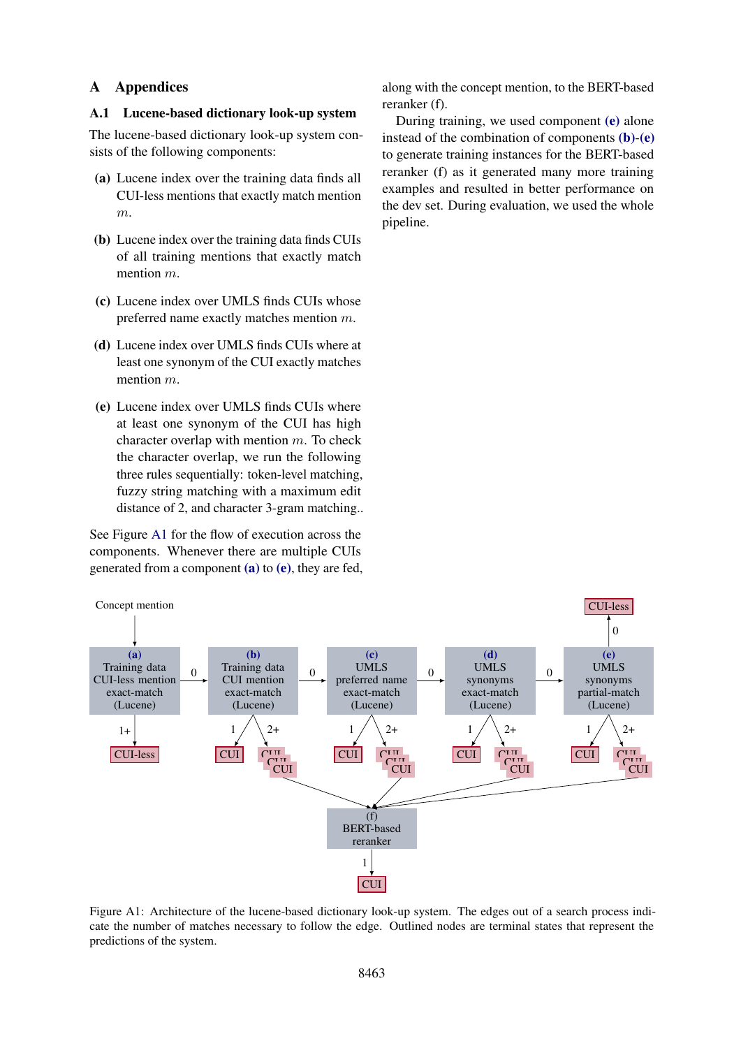# A Appendices

## A.1 Lucene-based dictionary look-up system

The lucene-based dictionary look-up system consists of the following components:

**(a)** Lucene index over the training data finds all CUI-less mentions that exactly match mention $m$.

**(b)** Lucene index over the training data finds CUIs of all training mentions that exactly match mention $m$.

**(c)** Lucene index over UMLS finds CUIs whose preferred name exactly matches mention $m$.

**(d)** Lucene index over UMLS finds CUIs where at least one synonym of the CUI exactly matches mention $m$.

**(e)** Lucene index over UMLS finds CUIs where at least one synonym of the CUI has high character overlap with mention $m$. To check the character overlap, we run the following three rules sequentially: token-level matching, fuzzy string matching with a maximum edit distance of 2, and character 3-gram matching..

See Figure A1 for the flow of execution across the components. Whenever there are multiple CUIs generated from a component **(a)** to **(e)**, they are fed, along with the concept mention, to the BERT-based reranker (f).

During training, we used component **(e)** alone instead of the combination of components **(b)**-**(e)** to generate training instances for the BERT-based reranker (f) as it generated many more training examples and resulted in better performance on the dev set. During evaluation, we used the whole pipeline.

Figure A1: Architecture of the lucene-based dictionary look-up system. The edges out of a search process indicate the number of matches necessary to follow the edge. Outlined nodes are terminal states that represent the predictions of the system.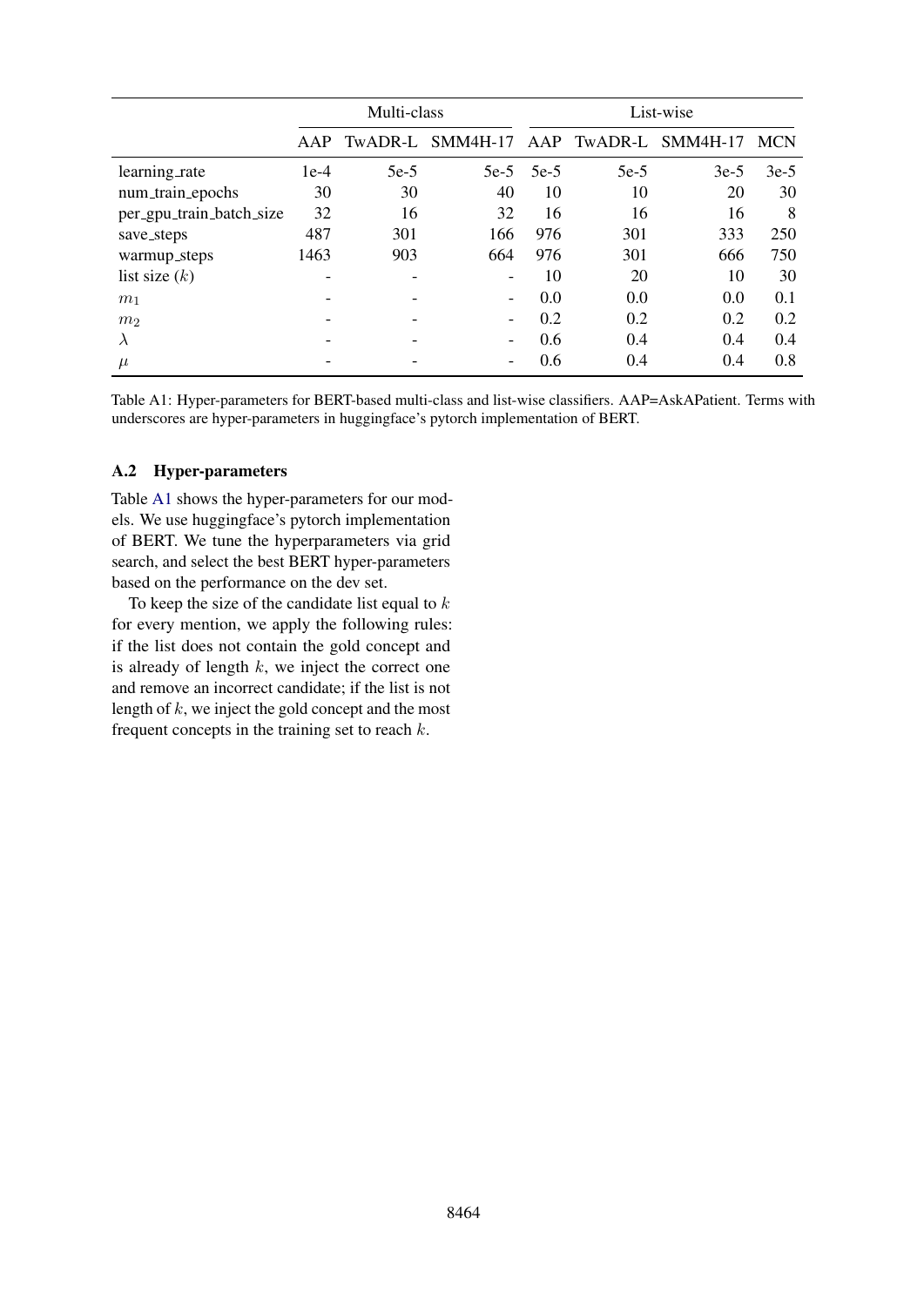| | Multi-class | | | List-wise | | | |
|---|---|---|---|---|---|---|---|
| | AAP | TwADR-L | SMM4H-17 | AAP | TwADR-L | SMM4H-17 | MCN |
| learning_rate | 1e-4 | 5e-5 | 5e-5 | 5e-5 | 5e-5 | 3e-5 | 3e-5 |
| num_train_epochs | 30 | 30 | 40 | 10 | 10 | 20 | 30 |
| per_gpu_train_batch_size | 32 | 16 | 32 | 16 | 16 | 16 | 8 |
| save_steps | 487 | 301 | 166 | 976 | 301 | 333 | 250 |
| warmup_steps | 1463 | 903 | 664 | 976 | 301 | 666 | 750 |
| list size ($k$) | - | - | - | 10 | 20 | 10 | 30 |
| $m_1$ | - | - | - | 0.0 | 0.0 | 0.0 | 0.1 |
| $m_2$ | - | - | - | 0.2 | 0.2 | 0.2 | 0.2 |
| $\lambda$ | - | - | - | 0.6 | 0.4 | 0.4 | 0.4 |
| $\mu$ | - | - | - | 0.6 | 0.4 | 0.4 | 0.8 |

Table A1: Hyper-parameters for BERT-based multi-class and list-wise classifiers. AAP=AskAPatient. Terms with underscores are hyper-parameters in huggingface's pytorch implementation of BERT.

### A.2 Hyper-parameters

Table A1 shows the hyper-parameters for our models. We use huggingface's pytorch implementation of BERT. We tune the hyperparameters via grid search, and select the best BERT hyper-parameters based on the performance on the dev set.

To keep the size of the candidate list equal to $k$ for every mention, we apply the following rules: if the list does not contain the gold concept and is already of length $k$, we inject the correct one and remove an incorrect candidate; if the list is not length of $k$, we inject the gold concept and the most frequent concepts in the training set to reach $k$.